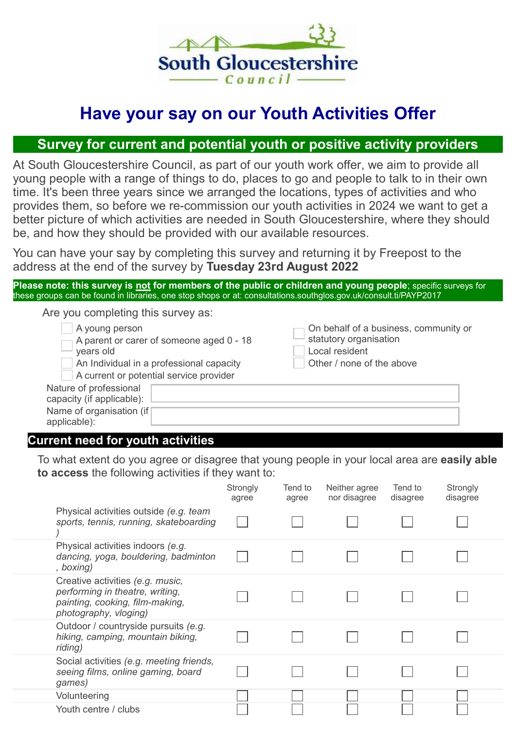South Gloucestershire Council

# Have your say on our Youth Activities Offer

## Survey for current and potential youth or positive activity providers

At South Gloucestershire Council, as part of our youth work offer, we aim to provide all young people with a range of things to do, places to go and people to talk to in their own time. It's been three years since we arranged the locations, types of activities and who provides them, so before we re-commission our youth activities in 2024 we want to get a better picture of which activities are needed in South Gloucestershire, where they should be, and how they should be provided with our available resources.

You can have your say by completing this survey and returning it by Freepost to the address at the end of the survey by **Tuesday 23rd August 2022**

**Please note: this survey is not for members of the public or children and young people**; specific surveys for these groups can be found in libraries, one stop shops or at: consultations.southglos.gov.uk/consult.ti/PAYP2017

Are you completing this survey as:

- ☐ A young person
- ☐ A parent or carer of someone aged 0 - 18 years old
- ☐ An Individual in a professional capacity
- ☐ A current or potential service provider
- ☐ On behalf of a business, community or statutory organisation
- ☐ Local resident
- ☐ Other / none of the above

Nature of professional capacity (if applicable): ____________________

Name of organisation (if applicable): ____________________

## Current need for youth activities

To what extent do you agree or disagree that young people in your local area are **easily able to access** the following activities if they want to:

| | Strongly agree | Tend to agree | Neither agree nor disagree | Tend to disagree | Strongly disagree |
|---|---|---|---|---|---|
| Physical activities outside *(e.g. team sports, tennis, running, skateboarding)* | ☐ | ☐ | ☐ | ☐ | ☐ |
| Physical activities indoors *(e.g. dancing, yoga, bouldering, badminton, boxing)* | ☐ | ☐ | ☐ | ☐ | ☐ |
| Creative activities *(e.g. music, performing in theatre, writing, painting, cooking, film-making, photography, vloging)* | ☐ | ☐ | ☐ | ☐ | ☐ |
| Outdoor / countryside pursuits *(e.g. hiking, camping, mountain biking, riding)* | ☐ | ☐ | ☐ | ☐ | ☐ |
| Social activities *(e.g. meeting friends, seeing films, online gaming, board games)* | ☐ | ☐ | ☐ | ☐ | ☐ |
| Volunteering | ☐ | ☐ | ☐ | ☐ | ☐ |
| Youth centre / clubs | ☐ | ☐ | ☐ | ☐ | ☐ |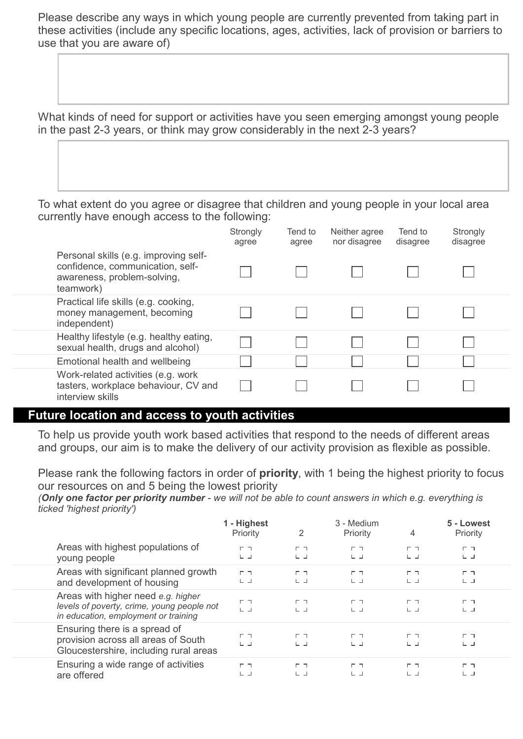Please describe any ways in which young people are currently prevented from taking part in these activities (include any specific locations, ages, activities, lack of provision or barriers to use that you are aware of)

What kinds of need for support or activities have you seen emerging amongst young people in the past 2-3 years, or think may grow considerably in the next 2-3 years?

To what extent do you agree or disagree that children and young people in your local area currently have enough access to the following:

| | Strongly agree | Tend to agree | Neither agree nor disagree | Tend to disagree | Strongly disagree |
|---|---|---|---|---|---|
| Personal skills (e.g. improving self-confidence, communication, self-awareness, problem-solving, teamwork) | ☐ | ☐ | ☐ | ☐ | ☐ |
| Practical life skills (e.g. cooking, money management, becoming independent) | ☐ | ☐ | ☐ | ☐ | ☐ |
| Healthy lifestyle (e.g. healthy eating, sexual health, drugs and alcohol) | ☐ | ☐ | ☐ | ☐ | ☐ |
| Emotional health and wellbeing | ☐ | ☐ | ☐ | ☐ | ☐ |
| Work-related activities (e.g. work tasters, workplace behaviour, CV and interview skills | ☐ | ☐ | ☐ | ☐ | ☐ |

## Future location and access to youth activities

To help us provide youth work based activities that respond to the needs of different areas and groups, our aim is to make the delivery of our activity provision as flexible as possible.

Please rank the following factors in order of **priority**, with 1 being the highest priority to focus our resources on and 5 being the lowest priority

*(**Only one factor per priority number** - we will not be able to count answers in which e.g. everything is ticked 'highest priority')*

| | **1 - Highest** Priority | 2 | 3 - Medium Priority | 4 | **5 - Lowest** Priority |
|---|---|---|---|---|---|
| Areas with highest populations of young people | ☐ | ☐ | ☐ | ☐ | ☐ |
| Areas with significant planned growth and development of housing | ☐ | ☐ | ☐ | ☐ | ☐ |
| Areas with higher need *e.g. higher levels of poverty, crime, young people not in education, employment or training* | ☐ | ☐ | ☐ | ☐ | ☐ |
| Ensuring there is a spread of provision across all areas of South Gloucestershire, including rural areas | ☐ | ☐ | ☐ | ☐ | ☐ |
| Ensuring a wide range of activities are offered | ☐ | ☐ | ☐ | ☐ | ☐ |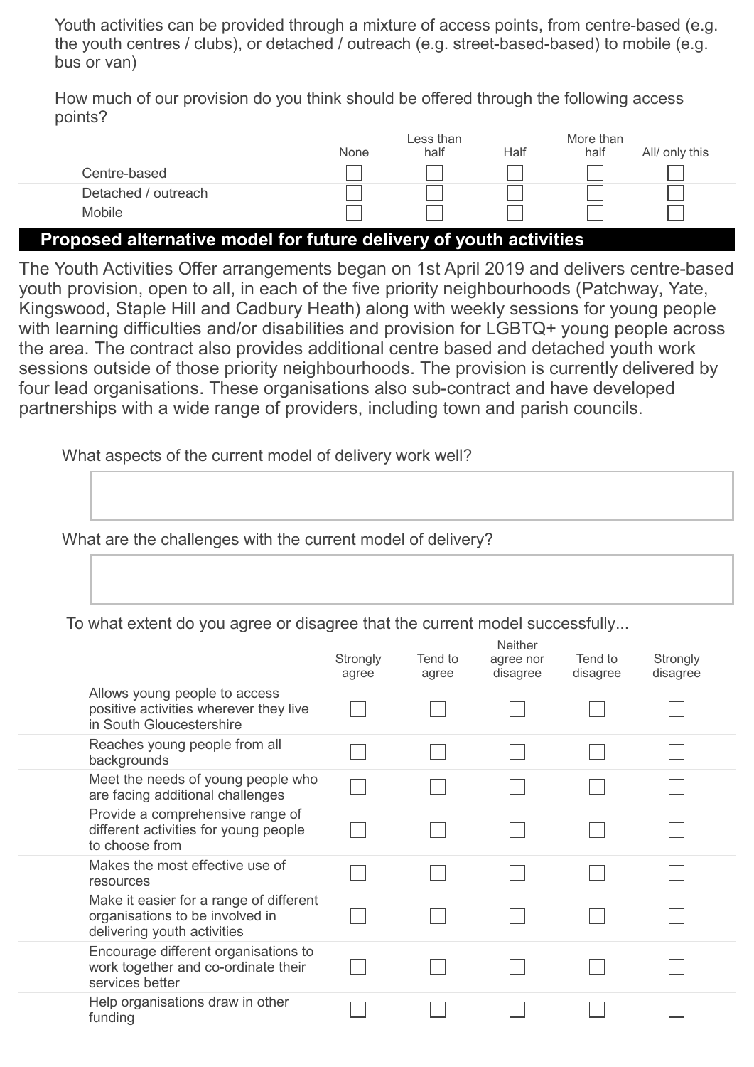Youth activities can be provided through a mixture of access points, from centre-based (e.g. the youth centres / clubs), or detached / outreach (e.g. street-based-based) to mobile (e.g. bus or van)

How much of our provision do you think should be offered through the following access points?

| | None | Less than half | Half | More than half | All/ only this |
|---|---|---|---|---|---|
| Centre-based | ☐ | ☐ | ☐ | ☐ | ☐ |
| Detached / outreach | ☐ | ☐ | ☐ | ☐ | ☐ |
| Mobile | ☐ | ☐ | ☐ | ☐ | ☐ |

## Proposed alternative model for future delivery of youth activities

The Youth Activities Offer arrangements began on 1st April 2019 and delivers centre-based youth provision, open to all, in each of the five priority neighbourhoods (Patchway, Yate, Kingswood, Staple Hill and Cadbury Heath) along with weekly sessions for young people with learning difficulties and/or disabilities and provision for LGBTQ+ young people across the area. The contract also provides additional centre based and detached youth work sessions outside of those priority neighbourhoods. The provision is currently delivered by four lead organisations. These organisations also sub-contract and have developed partnerships with a wide range of providers, including town and parish councils.

What aspects of the current model of delivery work well?

What are the challenges with the current model of delivery?

To what extent do you agree or disagree that the current model successfully...

| | Strongly agree | Tend to agree | Neither agree nor disagree | Tend to disagree | Strongly disagree |
|---|---|---|---|---|---|
| Allows young people to access positive activities wherever they live in South Gloucestershire | ☐ | ☐ | ☐ | ☐ | ☐ |
| Reaches young people from all backgrounds | ☐ | ☐ | ☐ | ☐ | ☐ |
| Meet the needs of young people who are facing additional challenges | ☐ | ☐ | ☐ | ☐ | ☐ |
| Provide a comprehensive range of different activities for young people to choose from | ☐ | ☐ | ☐ | ☐ | ☐ |
| Makes the most effective use of resources | ☐ | ☐ | ☐ | ☐ | ☐ |
| Make it easier for a range of different organisations to be involved in delivering youth activities | ☐ | ☐ | ☐ | ☐ | ☐ |
| Encourage different organisations to work together and co-ordinate their services better | ☐ | ☐ | ☐ | ☐ | ☐ |
| Help organisations draw in other funding | ☐ | ☐ | ☐ | ☐ | ☐ |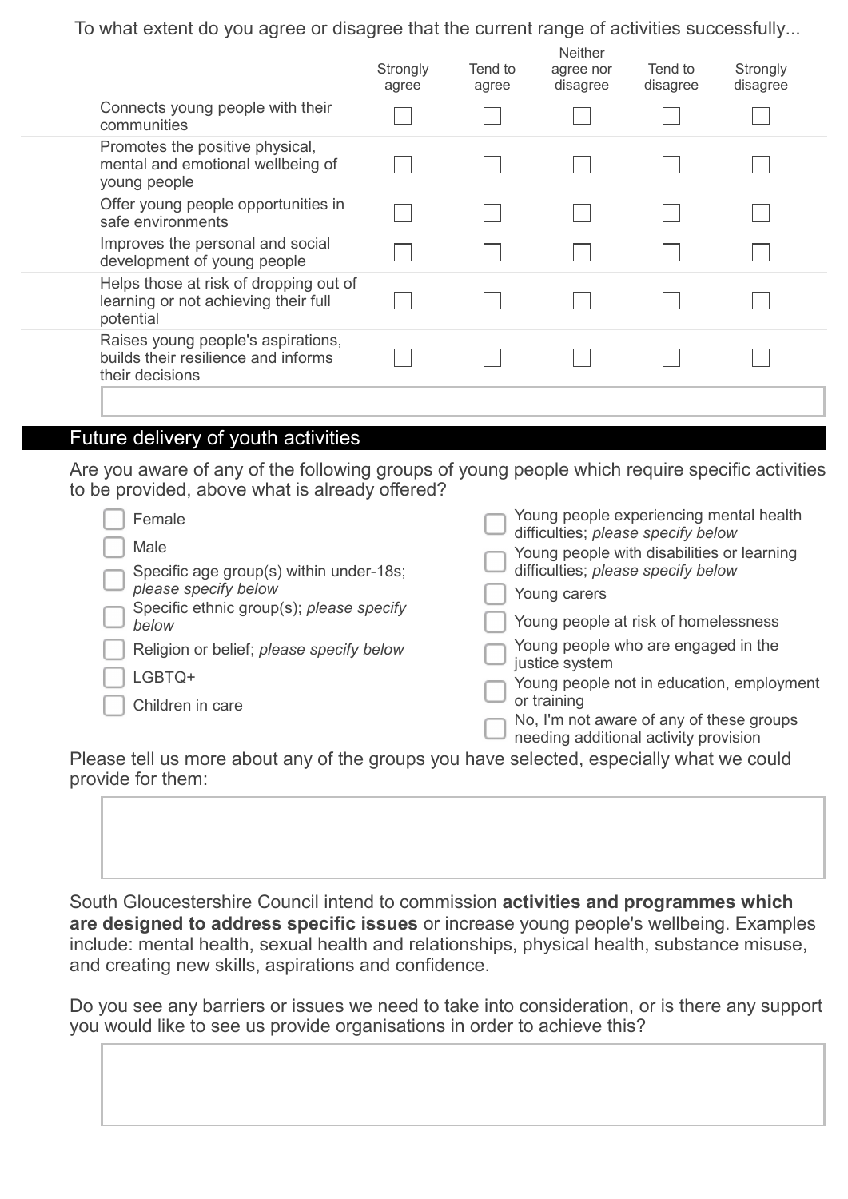To what extent do you agree or disagree that the current range of activities successfully...

| | Strongly agree | Tend to agree | Neither agree nor disagree | Tend to disagree | Strongly disagree |
|---|---|---|---|---|---|
| Connects young people with their communities | ☐ | ☐ | ☐ | ☐ | ☐ |
| Promotes the positive physical, mental and emotional wellbeing of young people | ☐ | ☐ | ☐ | ☐ | ☐ |
| Offer young people opportunities in safe environments | ☐ | ☐ | ☐ | ☐ | ☐ |
| Improves the personal and social development of young people | ☐ | ☐ | ☐ | ☐ | ☐ |
| Helps those at risk of dropping out of learning or not achieving their full potential | ☐ | ☐ | ☐ | ☐ | ☐ |
| Raises young people's aspirations, builds their resilience and informs their decisions | ☐ | ☐ | ☐ | ☐ | ☐ |

## Future delivery of youth activities

Are you aware of any of the following groups of young people which require specific activities to be provided, above what is already offered?

- ☐ Female
- ☐ Male
- ☐ Specific age group(s) within under-18s; *please specify below*
- ☐ Specific ethnic group(s); *please specify below*
- ☐ Religion or belief; *please specify below*
- ☐ LGBTQ+
- ☐ Children in care
- ☐ Young people experiencing mental health difficulties; *please specify below*
- ☐ Young people with disabilities or learning difficulties; *please specify below*
- ☐ Young carers
- ☐ Young people at risk of homelessness
- ☐ Young people who are engaged in the justice system
- ☐ Young people not in education, employment or training
- ☐ No, I'm not aware of any of these groups needing additional activity provision

Please tell us more about any of the groups you have selected, especially what we could provide for them:

South Gloucestershire Council intend to commission **activities and programmes which are designed to address specific issues** or increase young people's wellbeing. Examples include: mental health, sexual health and relationships, physical health, substance misuse, and creating new skills, aspirations and confidence.

Do you see any barriers or issues we need to take into consideration, or is there any support you would like to see us provide organisations in order to achieve this?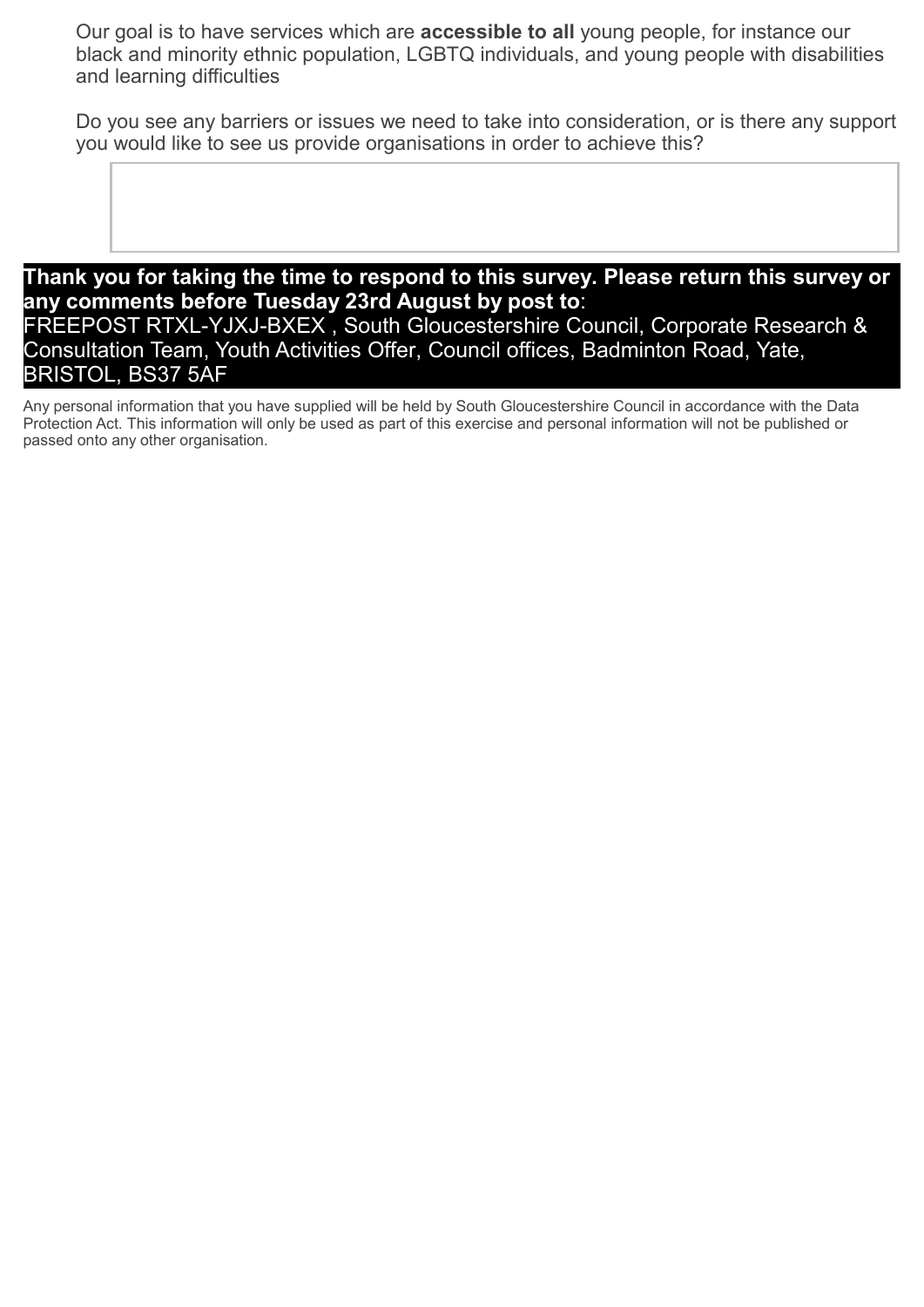Our goal is to have services which are **accessible to all** young people, for instance our black and minority ethnic population, LGBTQ individuals, and young people with disabilities and learning difficulties

Do you see any barriers or issues we need to take into consideration, or is there any support you would like to see us provide organisations in order to achieve this?

**Thank you for taking the time to respond to this survey. Please return this survey or any comments before Tuesday 23rd August by post to**:
FREEPOST RTXL-YJXJ-BXEX , South Gloucestershire Council, Corporate Research & Consultation Team, Youth Activities Offer, Council offices, Badminton Road, Yate, BRISTOL, BS37 5AF

Any personal information that you have supplied will be held by South Gloucestershire Council in accordance with the Data Protection Act. This information will only be used as part of this exercise and personal information will not be published or passed onto any other organisation.